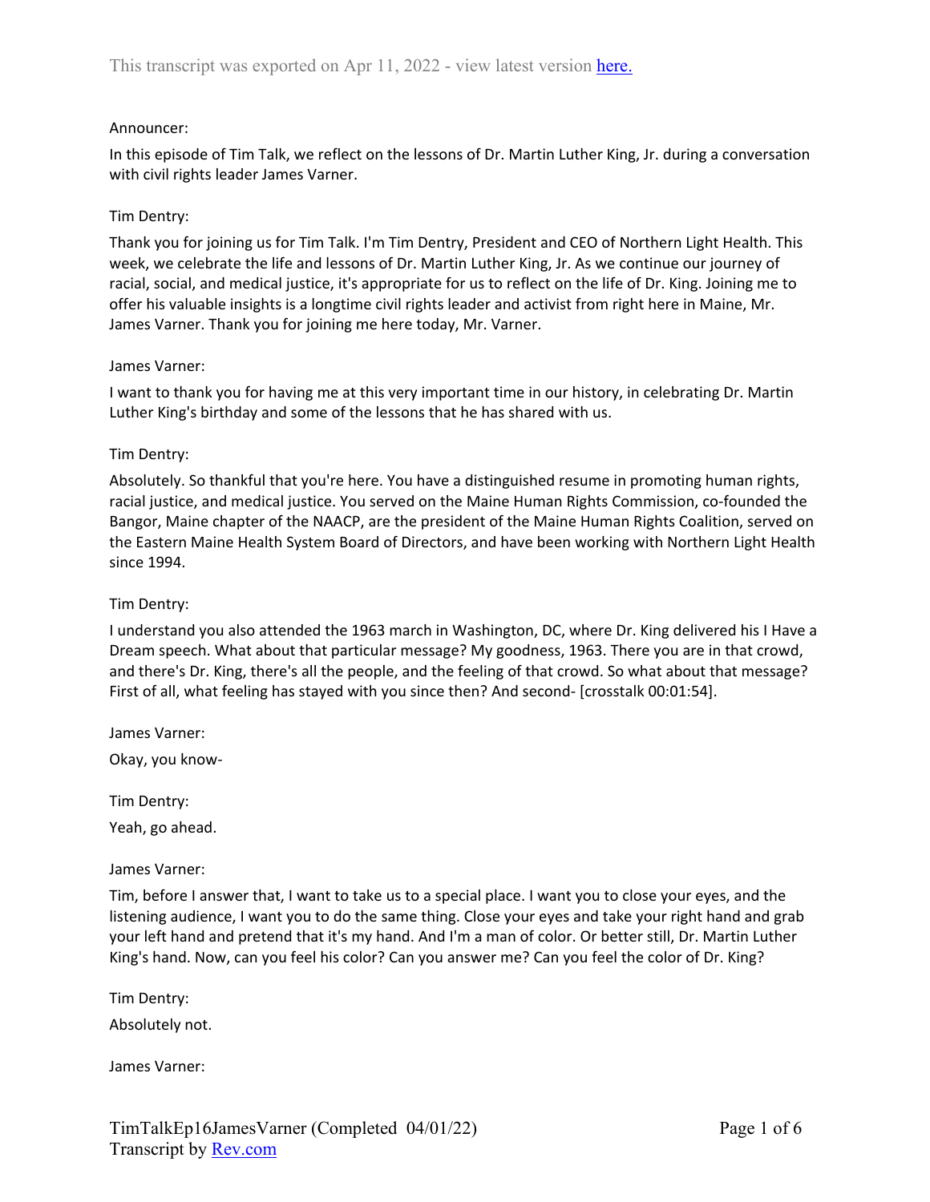Announcer:

In this episode of Tim Talk, we reflect on the lessons of Dr. Martin Luther King, Jr. during a conversation with civil rights leader James Varner.

Tim Dentry:

Thank you for joining us for Tim Talk. I'm Tim Dentry, President and CEO of Northern Light Health. This week, we celebrate the life and lessons of Dr. Martin Luther King, Jr. As we continue our journey of racial, social, and medical justice, it's appropriate for us to reflect on the life of Dr. King. Joining me to offer his valuable insights is a longtime civil rights leader and activist from right here in Maine, Mr. James Varner. Thank you for joining me here today, Mr. Varner.

James Varner:

I want to thank you for having me at this very important time in our history, in celebrating Dr. Martin Luther King's birthday and some of the lessons that he has shared with us.

Tim Dentry:

Absolutely. So thankful that you're here. You have a distinguished resume in promoting human rights, racial justice, and medical justice. You served on the Maine Human Rights Commission, co-founded the Bangor, Maine chapter of the NAACP, are the president of the Maine Human Rights Coalition, served on the Eastern Maine Health System Board of Directors, and have been working with Northern Light Health since 1994.

Tim Dentry:

I understand you also attended the 1963 march in Washington, DC, where Dr. King delivered his I Have a Dream speech. What about that particular message? My goodness, 1963. There you are in that crowd, and there's Dr. King, there's all the people, and the feeling of that crowd. So what about that message? First of all, what feeling has stayed with you since then? And second- [crosstalk 00:01:54].

James Varner:

Okay, you know-

Tim Dentry:

Yeah, go ahead.

James Varner:

Tim, before I answer that, I want to take us to a special place. I want you to close your eyes, and the listening audience, I want you to do the same thing. Close your eyes and take your right hand and grab your left hand and pretend that it's my hand. And I'm a man of color. Or better still, Dr. Martin Luther King's hand. Now, can you feel his color? Can you answer me? Can you feel the color of Dr. King?

Tim Dentry:

Absolutely not.

James Varner: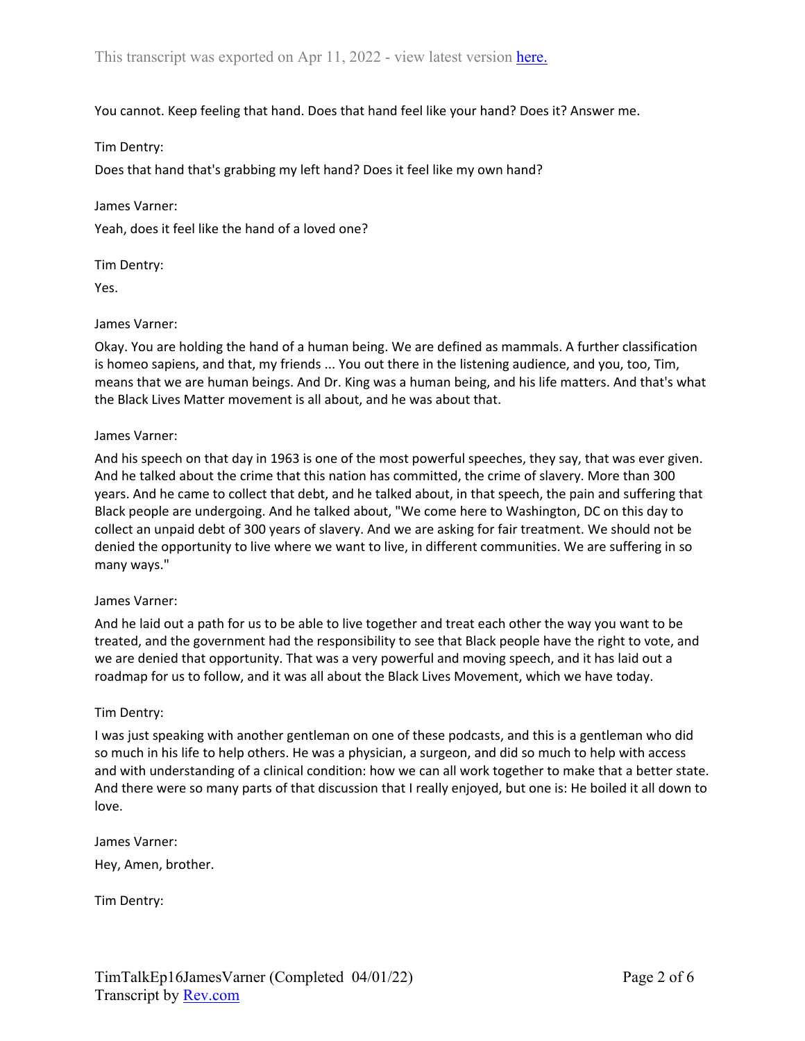You cannot. Keep feeling that hand. Does that hand feel like your hand? Does it? Answer me.

Tim Dentry:

Does that hand that's grabbing my left hand? Does it feel like my own hand?

James Varner:

Yeah, does it feel like the hand of a loved one?

Tim Dentry:

Yes.

James Varner:

Okay. You are holding the hand of a human being. We are defined as mammals. A further classification is homeo sapiens, and that, my friends ... You out there in the listening audience, and you, too, Tim, means that we are human beings. And Dr. King was a human being, and his life matters. And that's what the Black Lives Matter movement is all about, and he was about that.

James Varner:

And his speech on that day in 1963 is one of the most powerful speeches, they say, that was ever given. And he talked about the crime that this nation has committed, the crime of slavery. More than 300 years. And he came to collect that debt, and he talked about, in that speech, the pain and suffering that Black people are undergoing. And he talked about, "We come here to Washington, DC on this day to collect an unpaid debt of 300 years of slavery. And we are asking for fair treatment. We should not be denied the opportunity to live where we want to live, in different communities. We are suffering in so many ways."

James Varner:

And he laid out a path for us to be able to live together and treat each other the way you want to be treated, and the government had the responsibility to see that Black people have the right to vote, and we are denied that opportunity. That was a very powerful and moving speech, and it has laid out a roadmap for us to follow, and it was all about the Black Lives Movement, which we have today.

Tim Dentry:

I was just speaking with another gentleman on one of these podcasts, and this is a gentleman who did so much in his life to help others. He was a physician, a surgeon, and did so much to help with access and with understanding of a clinical condition: how we can all work together to make that a better state. And there were so many parts of that discussion that I really enjoyed, but one is: He boiled it all down to love.

James Varner:

Hey, Amen, brother.

Tim Dentry: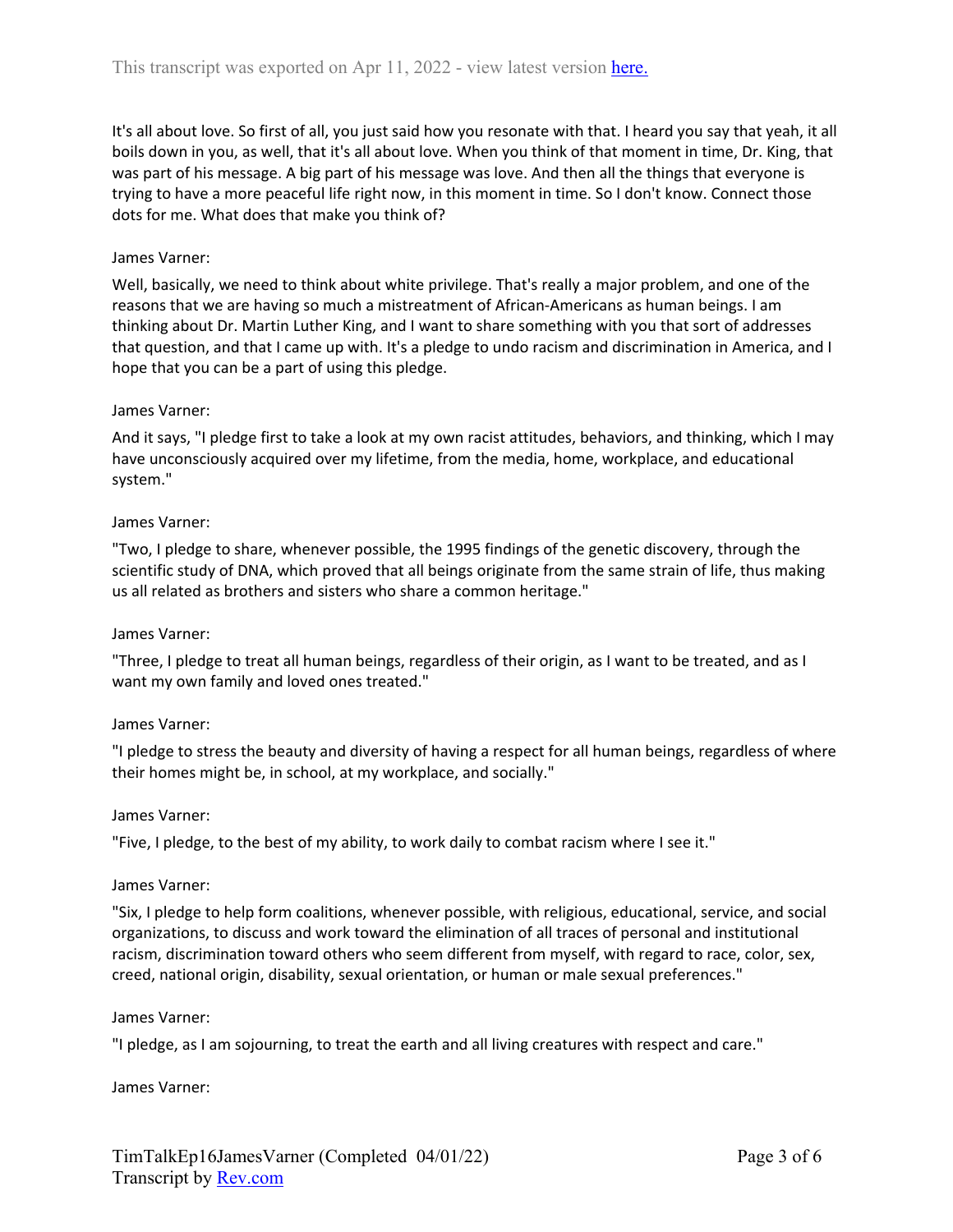It's all about love. So first of all, you just said how you resonate with that. I heard you say that yeah, it all boils down in you, as well, that it's all about love. When you think of that moment in time, Dr. King, that was part of his message. A big part of his message was love. And then all the things that everyone is trying to have a more peaceful life right now, in this moment in time. So I don't know. Connect those dots for me. What does that make you think of?

James Varner:

Well, basically, we need to think about white privilege. That's really a major problem, and one of the reasons that we are having so much a mistreatment of African-Americans as human beings. I am thinking about Dr. Martin Luther King, and I want to share something with you that sort of addresses that question, and that I came up with. It's a pledge to undo racism and discrimination in America, and I hope that you can be a part of using this pledge.

James Varner:

And it says, "I pledge first to take a look at my own racist attitudes, behaviors, and thinking, which I may have unconsciously acquired over my lifetime, from the media, home, workplace, and educational system."

James Varner:

"Two, I pledge to share, whenever possible, the 1995 findings of the genetic discovery, through the scientific study of DNA, which proved that all beings originate from the same strain of life, thus making us all related as brothers and sisters who share a common heritage."

James Varner:

"Three, I pledge to treat all human beings, regardless of their origin, as I want to be treated, and as I want my own family and loved ones treated."

James Varner:

"I pledge to stress the beauty and diversity of having a respect for all human beings, regardless of where their homes might be, in school, at my workplace, and socially."

James Varner:

"Five, I pledge, to the best of my ability, to work daily to combat racism where I see it."

James Varner:

"Six, I pledge to help form coalitions, whenever possible, with religious, educational, service, and social organizations, to discuss and work toward the elimination of all traces of personal and institutional racism, discrimination toward others who seem different from myself, with regard to race, color, sex, creed, national origin, disability, sexual orientation, or human or male sexual preferences."

James Varner:

"I pledge, as I am sojourning, to treat the earth and all living creatures with respect and care."

James Varner: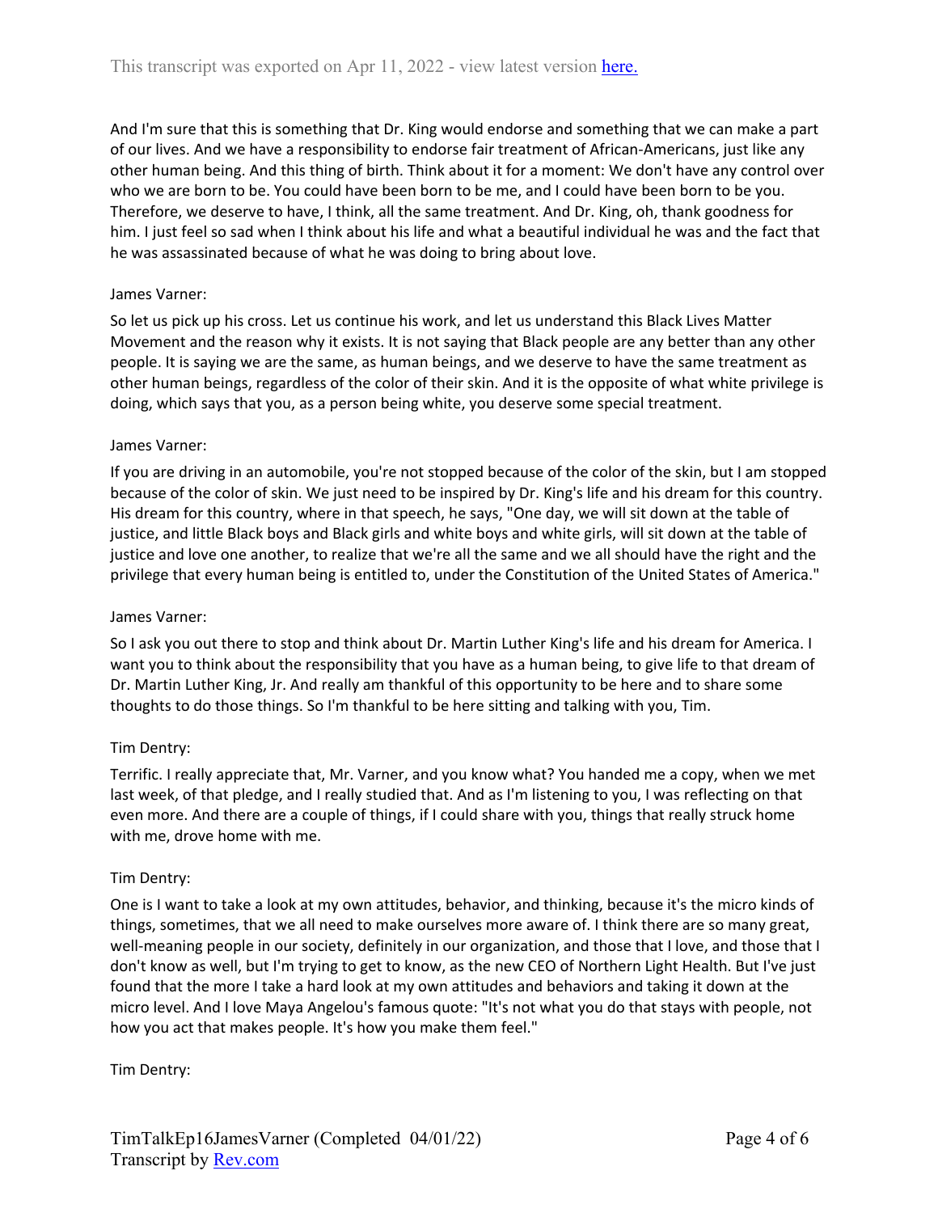And I'm sure that this is something that Dr. King would endorse and something that we can make a part of our lives. And we have a responsibility to endorse fair treatment of African-Americans, just like any other human being. And this thing of birth. Think about it for a moment: We don't have any control over who we are born to be. You could have been born to be me, and I could have been born to be you. Therefore, we deserve to have, I think, all the same treatment. And Dr. King, oh, thank goodness for him. I just feel so sad when I think about his life and what a beautiful individual he was and the fact that he was assassinated because of what he was doing to bring about love.

James Varner:

So let us pick up his cross. Let us continue his work, and let us understand this Black Lives Matter Movement and the reason why it exists. It is not saying that Black people are any better than any other people. It is saying we are the same, as human beings, and we deserve to have the same treatment as other human beings, regardless of the color of their skin. And it is the opposite of what white privilege is doing, which says that you, as a person being white, you deserve some special treatment.

James Varner:

If you are driving in an automobile, you're not stopped because of the color of the skin, but I am stopped because of the color of skin. We just need to be inspired by Dr. King's life and his dream for this country. His dream for this country, where in that speech, he says, "One day, we will sit down at the table of justice, and little Black boys and Black girls and white boys and white girls, will sit down at the table of justice and love one another, to realize that we're all the same and we all should have the right and the privilege that every human being is entitled to, under the Constitution of the United States of America."

James Varner:

So I ask you out there to stop and think about Dr. Martin Luther King's life and his dream for America. I want you to think about the responsibility that you have as a human being, to give life to that dream of Dr. Martin Luther King, Jr. And really am thankful of this opportunity to be here and to share some thoughts to do those things. So I'm thankful to be here sitting and talking with you, Tim.

Tim Dentry:

Terrific. I really appreciate that, Mr. Varner, and you know what? You handed me a copy, when we met last week, of that pledge, and I really studied that. And as I'm listening to you, I was reflecting on that even more. And there are a couple of things, if I could share with you, things that really struck home with me, drove home with me.

Tim Dentry:

One is I want to take a look at my own attitudes, behavior, and thinking, because it's the micro kinds of things, sometimes, that we all need to make ourselves more aware of. I think there are so many great, well-meaning people in our society, definitely in our organization, and those that I love, and those that I don't know as well, but I'm trying to get to know, as the new CEO of Northern Light Health. But I've just found that the more I take a hard look at my own attitudes and behaviors and taking it down at the micro level. And I love Maya Angelou's famous quote: "It's not what you do that stays with people, not how you act that makes people. It's how you make them feel."

Tim Dentry: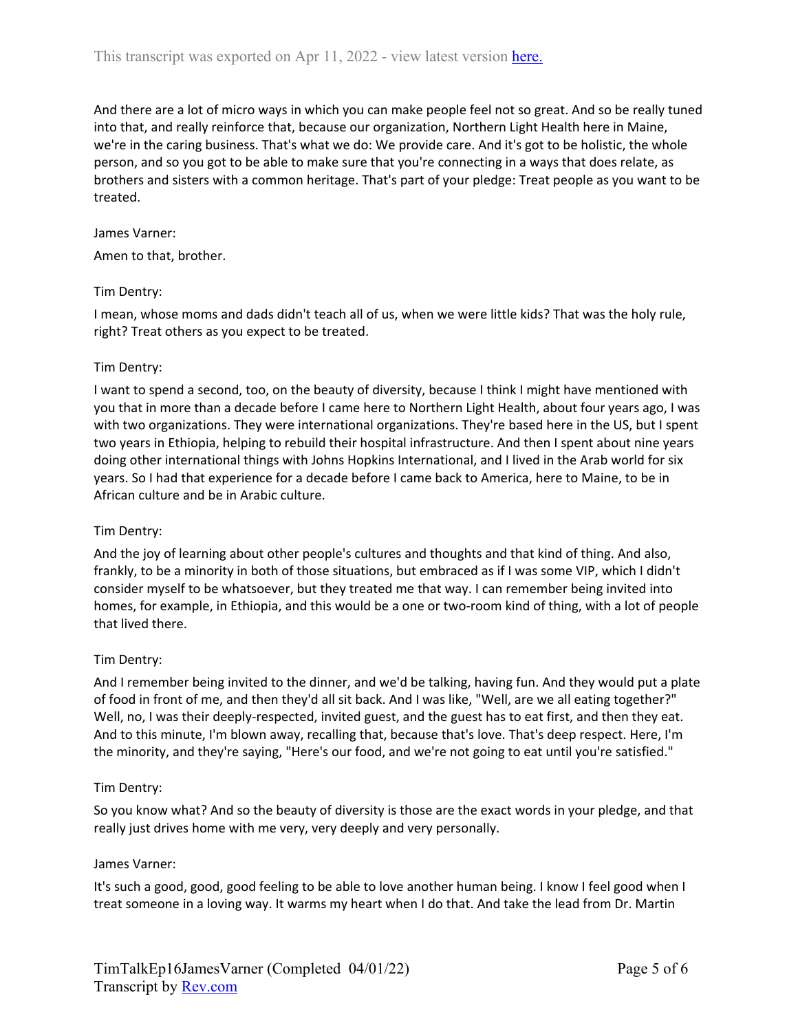And there are a lot of micro ways in which you can make people feel not so great. And so be really tuned into that, and really reinforce that, because our organization, Northern Light Health here in Maine, we're in the caring business. That's what we do: We provide care. And it's got to be holistic, the whole person, and so you got to be able to make sure that you're connecting in a ways that does relate, as brothers and sisters with a common heritage. That's part of your pledge: Treat people as you want to be treated.

James Varner:

Amen to that, brother.

Tim Dentry:

I mean, whose moms and dads didn't teach all of us, when we were little kids? That was the holy rule, right? Treat others as you expect to be treated.

Tim Dentry:

I want to spend a second, too, on the beauty of diversity, because I think I might have mentioned with you that in more than a decade before I came here to Northern Light Health, about four years ago, I was with two organizations. They were international organizations. They're based here in the US, but I spent two years in Ethiopia, helping to rebuild their hospital infrastructure. And then I spent about nine years doing other international things with Johns Hopkins International, and I lived in the Arab world for six years. So I had that experience for a decade before I came back to America, here to Maine, to be in African culture and be in Arabic culture.

Tim Dentry:

And the joy of learning about other people's cultures and thoughts and that kind of thing. And also, frankly, to be a minority in both of those situations, but embraced as if I was some VIP, which I didn't consider myself to be whatsoever, but they treated me that way. I can remember being invited into homes, for example, in Ethiopia, and this would be a one or two-room kind of thing, with a lot of people that lived there.

Tim Dentry:

And I remember being invited to the dinner, and we'd be talking, having fun. And they would put a plate of food in front of me, and then they'd all sit back. And I was like, "Well, are we all eating together?" Well, no, I was their deeply-respected, invited guest, and the guest has to eat first, and then they eat. And to this minute, I'm blown away, recalling that, because that's love. That's deep respect. Here, I'm the minority, and they're saying, "Here's our food, and we're not going to eat until you're satisfied."

Tim Dentry:

So you know what? And so the beauty of diversity is those are the exact words in your pledge, and that really just drives home with me very, very deeply and very personally.

James Varner:

It's such a good, good, good feeling to be able to love another human being. I know I feel good when I treat someone in a loving way. It warms my heart when I do that. And take the lead from Dr. Martin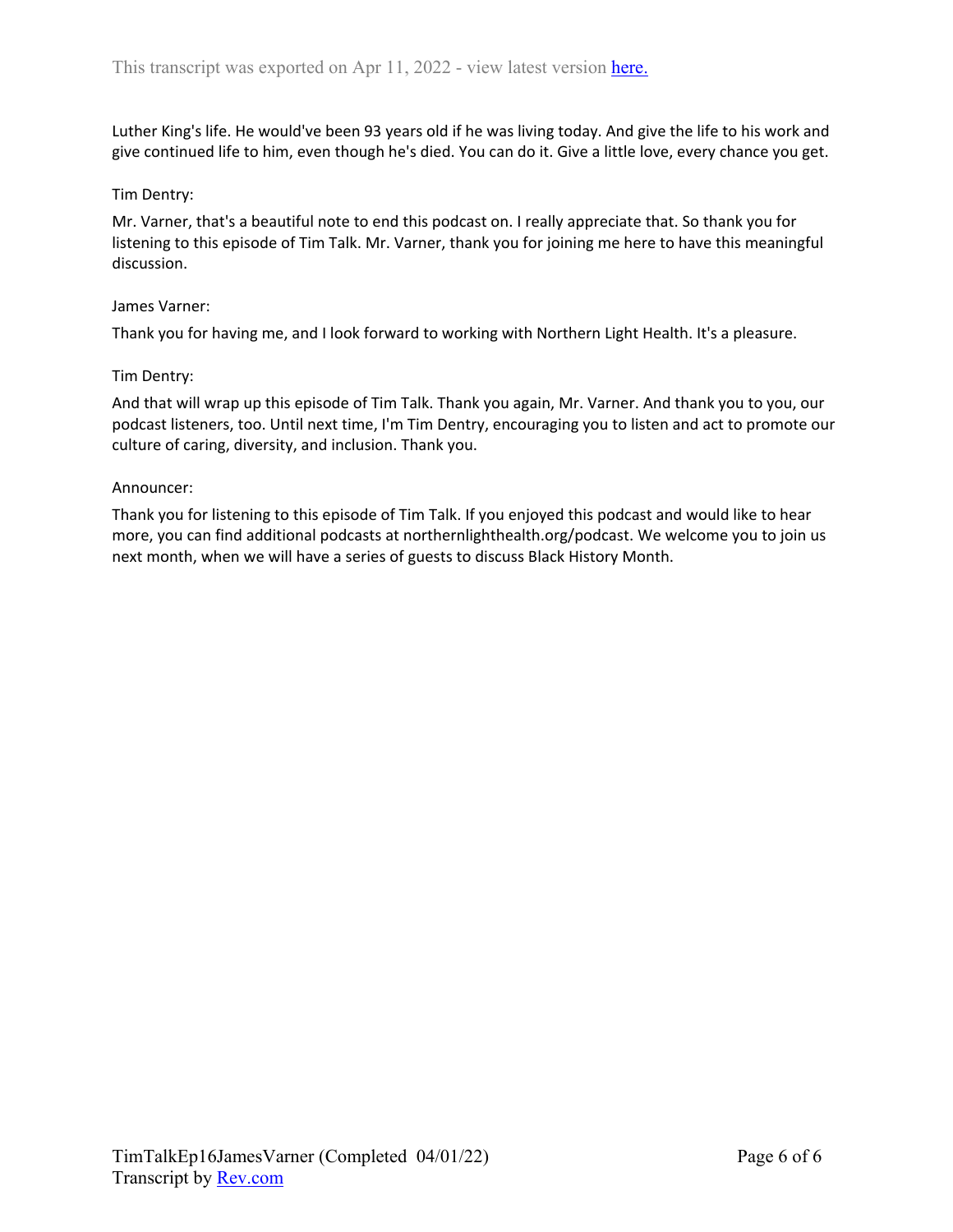Luther King's life. He would've been 93 years old if he was living today. And give the life to his work and give continued life to him, even though he's died. You can do it. Give a little love, every chance you get.

Tim Dentry:

Mr. Varner, that's a beautiful note to end this podcast on. I really appreciate that. So thank you for listening to this episode of Tim Talk. Mr. Varner, thank you for joining me here to have this meaningful discussion.

James Varner:

Thank you for having me, and I look forward to working with Northern Light Health. It's a pleasure.

Tim Dentry:

And that will wrap up this episode of Tim Talk. Thank you again, Mr. Varner. And thank you to you, our podcast listeners, too. Until next time, I'm Tim Dentry, encouraging you to listen and act to promote our culture of caring, diversity, and inclusion. Thank you.

Announcer:

Thank you for listening to this episode of Tim Talk. If you enjoyed this podcast and would like to hear more, you can find additional podcasts at northernlighthealth.org/podcast. We welcome you to join us next month, when we will have a series of guests to discuss Black History Month.